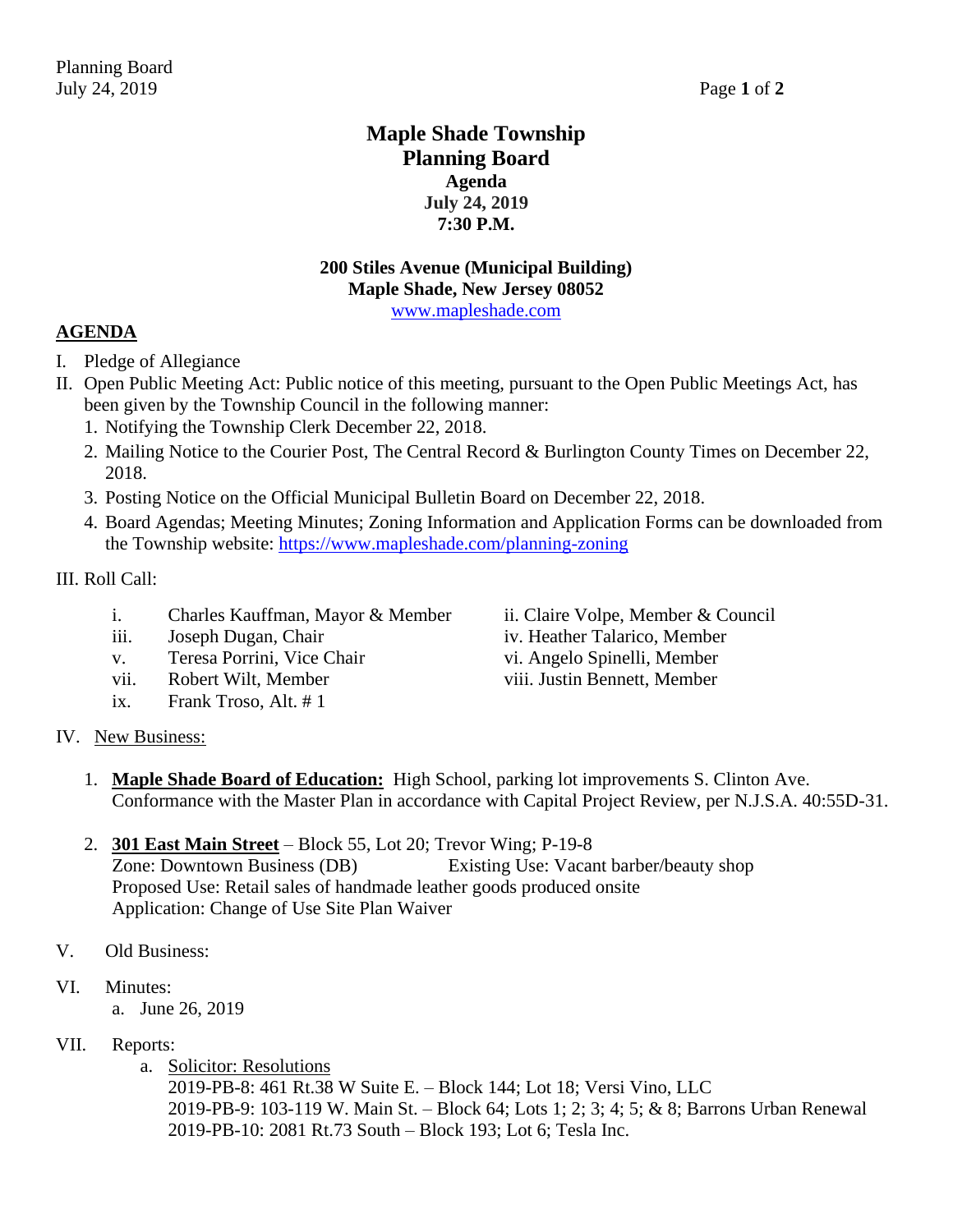# Maple Shade Township
## Planning Board
### Agenda
### July 24, 2019
### 7:30 P.M.

**200 Stiles Avenue (Municipal Building)**
**Maple Shade, New Jersey 08052**
[www.mapleshade.com](http://www.mapleshade.com)

## AGENDA

I. Pledge of Allegiance

II. Open Public Meeting Act: Public notice of this meeting, pursuant to the Open Public Meetings Act, has been given by the Township Council in the following manner:

1. Notifying the Township Clerk December 22, 2018.
2. Mailing Notice to the Courier Post, The Central Record & Burlington County Times on December 22, 2018.
3. Posting Notice on the Official Municipal Bulletin Board on December 22, 2018.
4. Board Agendas; Meeting Minutes; Zoning Information and Application Forms can be downloaded from the Township website: https://www.mapleshade.com/planning-zoning

III. Roll Call:

- i. Charles Kauffman, Mayor & Member
- ii. Claire Volpe, Member & Council
- iii. Joseph Dugan, Chair
- iv. Heather Talarico, Member
- v. Teresa Porrini, Vice Chair
- vi. Angelo Spinelli, Member
- vii. Robert Wilt, Member
- viii. Justin Bennett, Member
- ix. Frank Troso, Alt. # 1

IV. New Business:

1. **Maple Shade Board of Education:** High School, parking lot improvements S. Clinton Ave. Conformance with the Master Plan in accordance with Capital Project Review, per N.J.S.A. 40:55D-31.

2. **301 East Main Street** – Block 55, Lot 20; Trevor Wing; P-19-8
   Zone: Downtown Business (DB) Existing Use: Vacant barber/beauty shop
   Proposed Use: Retail sales of handmade leather goods produced onsite
   Application: Change of Use Site Plan Waiver

V. Old Business:

VI. Minutes:

a. June 26, 2019

VII. Reports:

a. Solicitor: Resolutions
   2019-PB-8: 461 Rt.38 W Suite E. – Block 144; Lot 18; Versi Vino, LLC
   2019-PB-9: 103-119 W. Main St. – Block 64; Lots 1; 2; 3; 4; 5; & 8; Barrons Urban Renewal
   2019-PB-10: 2081 Rt.73 South – Block 193; Lot 6; Tesla Inc.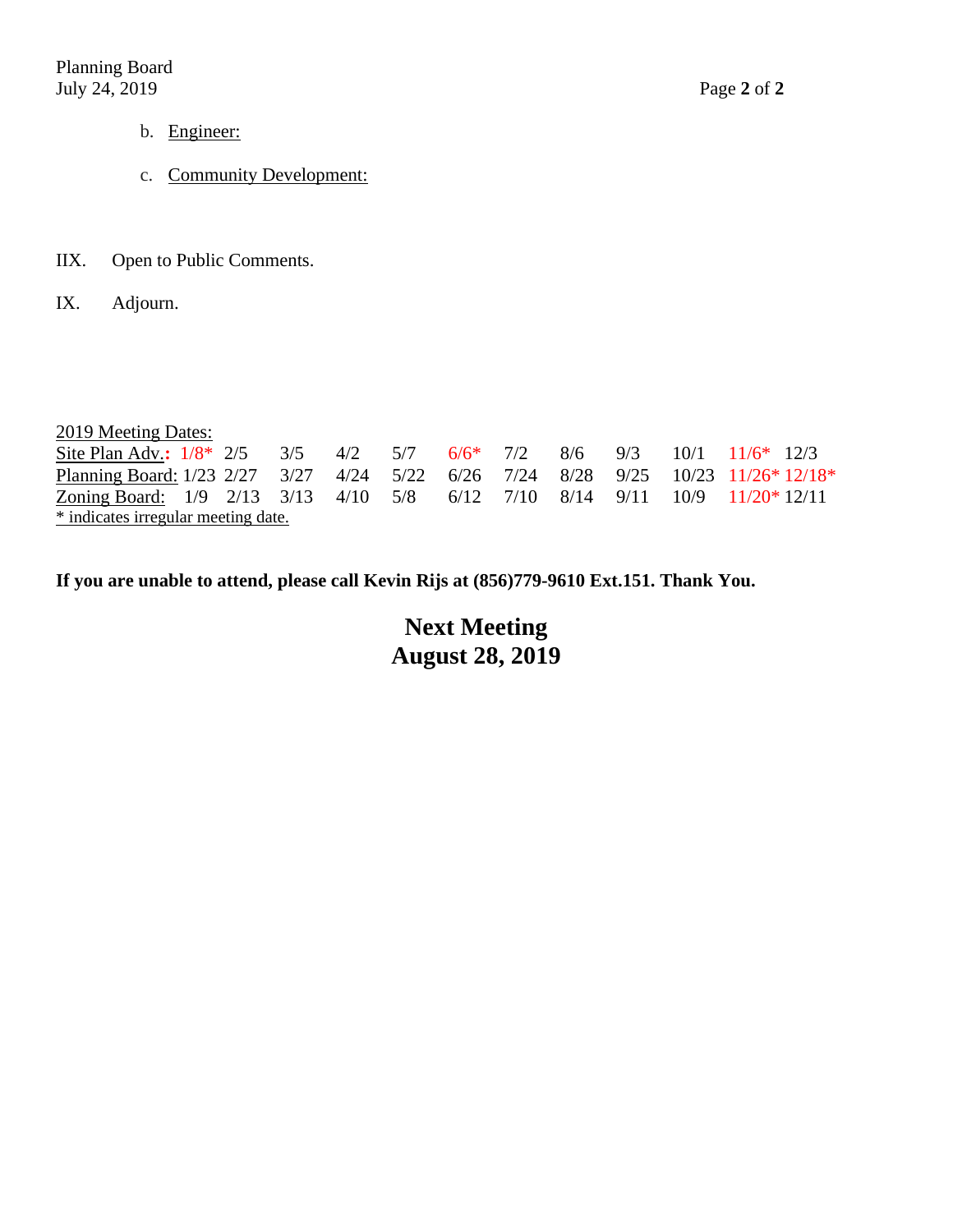b. Engineer:

c. Community Development:

IIX. Open to Public Comments.

IX. Adjourn.

2019 Meeting Dates:

| | | | | | | | | | | | | |
|---|---|---|---|---|---|---|---|---|---|---|---|---|
| Site Plan Adv.: | 1/8* | 2/5 | 3/5 | 4/2 | 5/7 | 6/6* | 7/2 | 8/6 | 9/3 | 10/1 | 11/6* | 12/3 |
| Planning Board: | 1/23 | 2/27 | 3/27 | 4/24 | 5/22 | 6/26 | 7/24 | 8/28 | 9/25 | 10/23 | 11/26* | 12/18* |
| Zoning Board: | 1/9 | 2/13 | 3/13 | 4/10 | 5/8 | 6/12 | 7/10 | 8/14 | 9/11 | 10/9 | 11/20* | 12/11 |

* indicates irregular meeting date.

**If you are unable to attend, please call Kevin Rijs at (856)779-9610 Ext.151. Thank You.**

## Next Meeting
## August 28, 2019